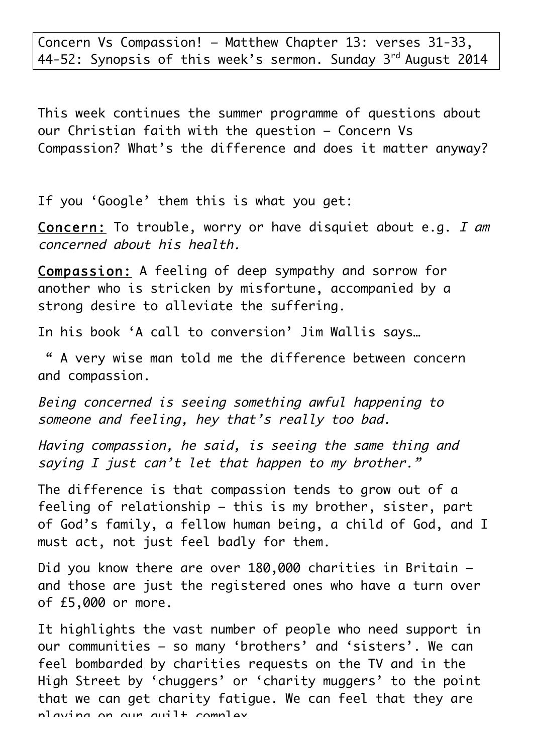Concern Vs Compassion! – Matthew Chapter 13: verses 31-33, 44-52: Synopsis of this week's sermon. Sunday 3rd August 2014

This week continues the summer programme of questions about our Christian faith with the question – Concern Vs Compassion? What's the difference and does it matter anyway?

If you 'Google' them this is what you get:

**Concern:** To trouble, worry or have disquiet about e.g. *I am concerned about his health.*

**Compassion:** A feeling of deep sympathy and sorrow for another who is stricken by misfortune, accompanied by a strong desire to alleviate the suffering.

In his book 'A call to conversion' Jim Wallis says…

" A very wise man told me the difference between concern and compassion.

*Being concerned is seeing something awful happening to someone and feeling, hey that's really too bad.*

*Having compassion, he said, is seeing the same thing and saying I just can't let that happen to my brother."*

The difference is that compassion tends to grow out of a feeling of relationship – this is my brother, sister, part of God's family, a fellow human being, a child of God, and I must act, not just feel badly for them.

Did you know there are over 180,000 charities in Britain – and those are just the registered ones who have a turn over of £5,000 or more.

It highlights the vast number of people who need support in our communities – so many 'brothers' and 'sisters'. We can feel bombarded by charities requests on the TV and in the High Street by 'chuggers' or 'charity muggers' to the point that we can get charity fatigue. We can feel that they are playing on our guilt complex.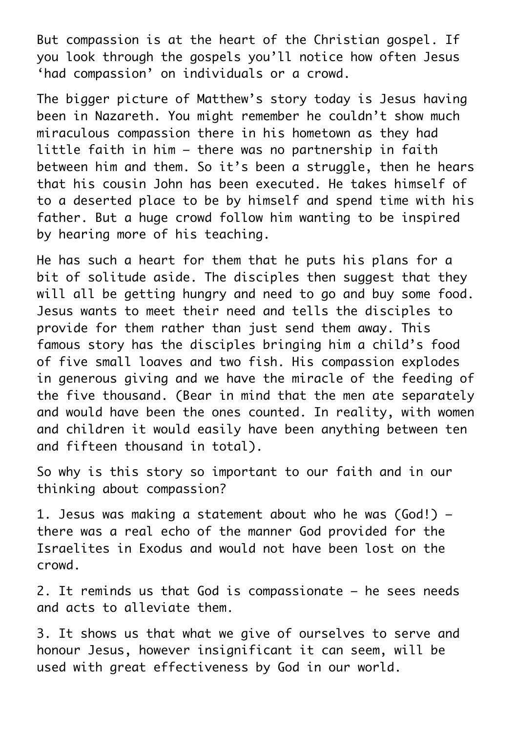But compassion is at the heart of the Christian gospel. If you look through the gospels you'll notice how often Jesus 'had compassion' on individuals or a crowd.

The bigger picture of Matthew's story today is Jesus having been in Nazareth. You might remember he couldn't show much miraculous compassion there in his hometown as they had little faith in him – there was no partnership in faith between him and them. So it's been a struggle, then he hears that his cousin John has been executed. He takes himself of to a deserted place to be by himself and spend time with his father. But a huge crowd follow him wanting to be inspired by hearing more of his teaching.

He has such a heart for them that he puts his plans for a bit of solitude aside. The disciples then suggest that they will all be getting hungry and need to go and buy some food. Jesus wants to meet their need and tells the disciples to provide for them rather than just send them away. This famous story has the disciples bringing him a child's food of five small loaves and two fish. His compassion explodes in generous giving and we have the miracle of the feeding of the five thousand. (Bear in mind that the men ate separately and would have been the ones counted. In reality, with women and children it would easily have been anything between ten and fifteen thousand in total).

So why is this story so important to our faith and in our thinking about compassion?

1. Jesus was making a statement about who he was (God!) – there was a real echo of the manner God provided for the Israelites in Exodus and would not have been lost on the crowd.

2. It reminds us that God is compassionate – he sees needs and acts to alleviate them.

3. It shows us that what we give of ourselves to serve and honour Jesus, however insignificant it can seem, will be used with great effectiveness by God in our world.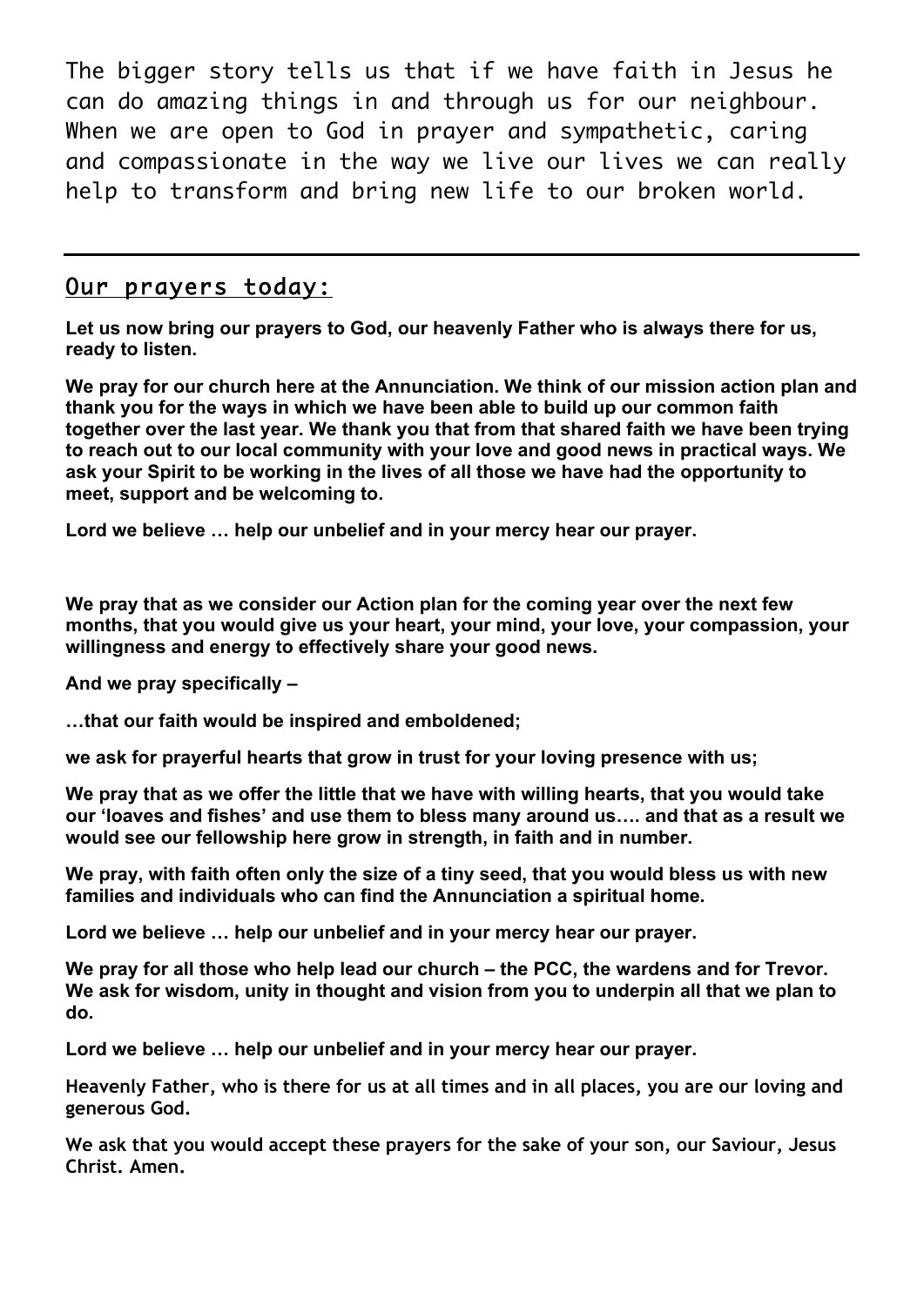The bigger story tells us that if we have faith in Jesus he can do amazing things in and through us for our neighbour. When we are open to God in prayer and sympathetic, caring and compassionate in the way we live our lives we can really help to transform and bring new life to our broken world.

---

## Our prayers today:

**Let us now bring our prayers to God, our heavenly Father who is always there for us, ready to listen.**

**We pray for our church here at the Annunciation. We think of our mission action plan and thank you for the ways in which we have been able to build up our common faith together over the last year. We thank you that from that shared faith we have been trying to reach out to our local community with your love and good news in practical ways. We ask your Spirit to be working in the lives of all those we have had the opportunity to meet, support and be welcoming to.**

**Lord we believe … help our unbelief and in your mercy hear our prayer.**

**We pray that as we consider our Action plan for the coming year over the next few months, that you would give us your heart, your mind, your love, your compassion, your willingness and energy to effectively share your good news.**

**And we pray specifically –**

**…that our faith would be inspired and emboldened;**

**we ask for prayerful hearts that grow in trust for your loving presence with us;**

**We pray that as we offer the little that we have with willing hearts, that you would take our 'loaves and fishes' and use them to bless many around us…. and that as a result we would see our fellowship here grow in strength, in faith and in number.**

**We pray, with faith often only the size of a tiny seed, that you would bless us with new families and individuals who can find the Annunciation a spiritual home.**

**Lord we believe … help our unbelief and in your mercy hear our prayer.**

**We pray for all those who help lead our church – the PCC, the wardens and for Trevor. We ask for wisdom, unity in thought and vision from you to underpin all that we plan to do.**

**Lord we believe … help our unbelief and in your mercy hear our prayer.**

**Heavenly Father, who is there for us at all times and in all places, you are our loving and generous God.**

**We ask that you would accept these prayers for the sake of your son, our Saviour, Jesus Christ. Amen.**